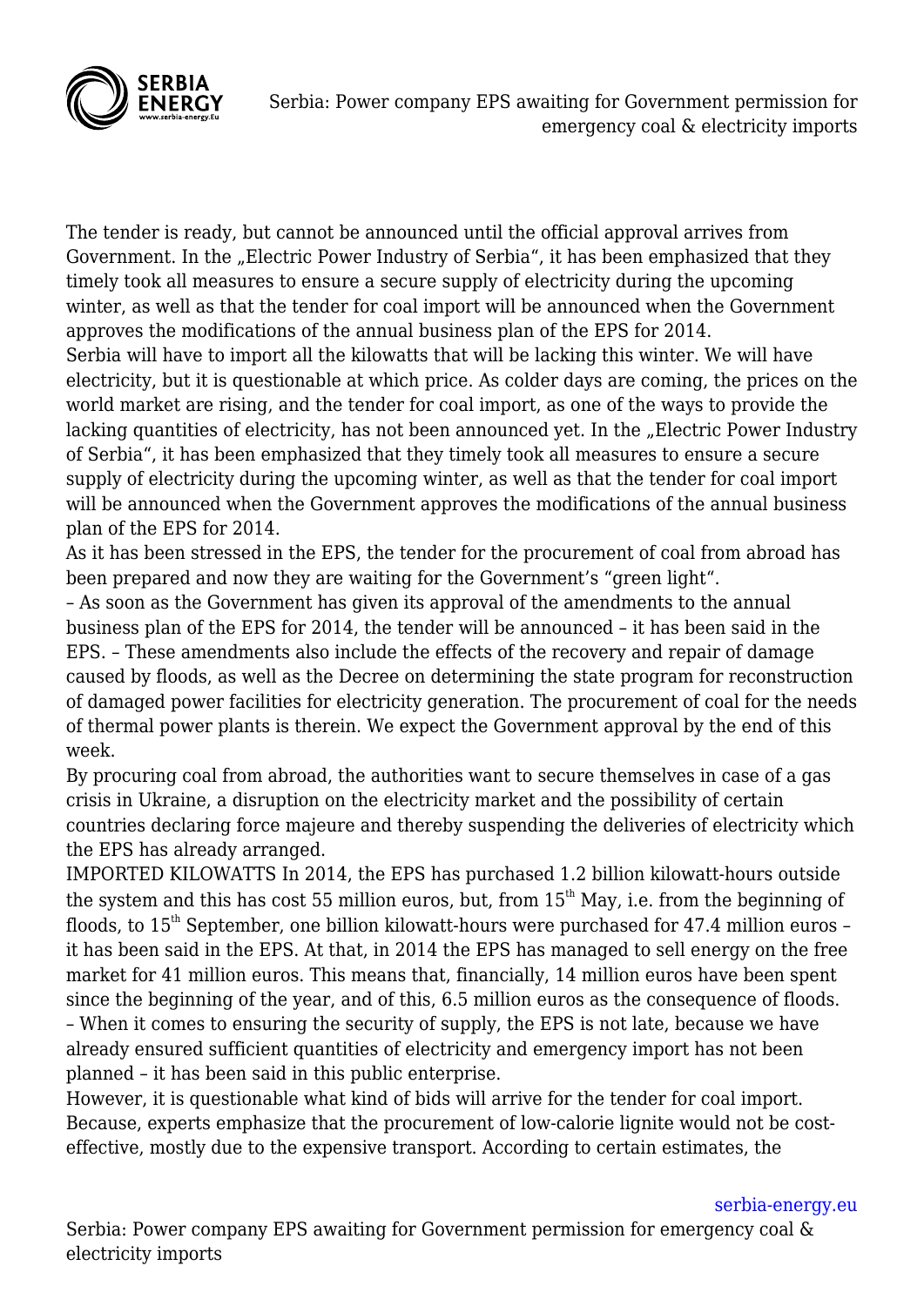# Serbia: Power company EPS awaiting for Government permission for emergency coal & electricity imports

The tender is ready, but cannot be announced until the official approval arrives from Government. In the „Electric Power Industry of Serbia", it has been emphasized that they timely took all measures to ensure a secure supply of electricity during the upcoming winter, as well as that the tender for coal import will be announced when the Government approves the modifications of the annual business plan of the EPS for 2014.

Serbia will have to import all the kilowatts that will be lacking this winter. We will have electricity, but it is questionable at which price. As colder days are coming, the prices on the world market are rising, and the tender for coal import, as one of the ways to provide the lacking quantities of electricity, has not been announced yet. In the „Electric Power Industry of Serbia", it has been emphasized that they timely took all measures to ensure a secure supply of electricity during the upcoming winter, as well as that the tender for coal import will be announced when the Government approves the modifications of the annual business plan of the EPS for 2014.

As it has been stressed in the EPS, the tender for the procurement of coal from abroad has been prepared and now they are waiting for the Government's "green light".

– As soon as the Government has given its approval of the amendments to the annual business plan of the EPS for 2014, the tender will be announced – it has been said in the EPS. – These amendments also include the effects of the recovery and repair of damage caused by floods, as well as the Decree on determining the state program for reconstruction of damaged power facilities for electricity generation. The procurement of coal for the needs of thermal power plants is therein. We expect the Government approval by the end of this week.

By procuring coal from abroad, the authorities want to secure themselves in case of a gas crisis in Ukraine, a disruption on the electricity market and the possibility of certain countries declaring force majeure and thereby suspending the deliveries of electricity which the EPS has already arranged.

IMPORTED KILOWATTS In 2014, the EPS has purchased 1.2 billion kilowatt-hours outside the system and this has cost 55 million euros, but, from 15th May, i.e. from the beginning of floods, to 15th September, one billion kilowatt-hours were purchased for 47.4 million euros – it has been said in the EPS. At that, in 2014 the EPS has managed to sell energy on the free market for 41 million euros. This means that, financially, 14 million euros have been spent since the beginning of the year, and of this, 6.5 million euros as the consequence of floods.

– When it comes to ensuring the security of supply, the EPS is not late, because we have already ensured sufficient quantities of electricity and emergency import has not been planned – it has been said in this public enterprise.

However, it is questionable what kind of bids will arrive for the tender for coal import. Because, experts emphasize that the procurement of low-calorie lignite would not be cost-effective, mostly due to the expensive transport. According to certain estimates, the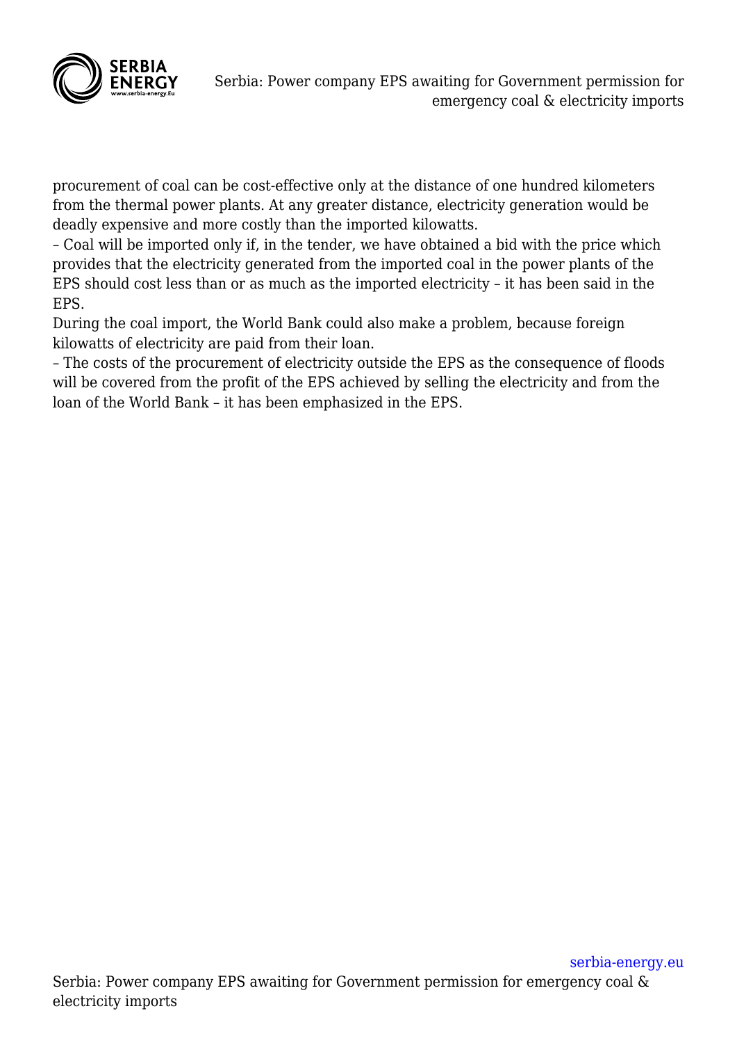procurement of coal can be cost-effective only at the distance of one hundred kilometers from the thermal power plants. At any greater distance, electricity generation would be deadly expensive and more costly than the imported kilowatts.

– Coal will be imported only if, in the tender, we have obtained a bid with the price which provides that the electricity generated from the imported coal in the power plants of the EPS should cost less than or as much as the imported electricity – it has been said in the EPS.

During the coal import, the World Bank could also make a problem, because foreign kilowatts of electricity are paid from their loan.

– The costs of the procurement of electricity outside the EPS as the consequence of floods will be covered from the profit of the EPS achieved by selling the electricity and from the loan of the World Bank – it has been emphasized in the EPS.